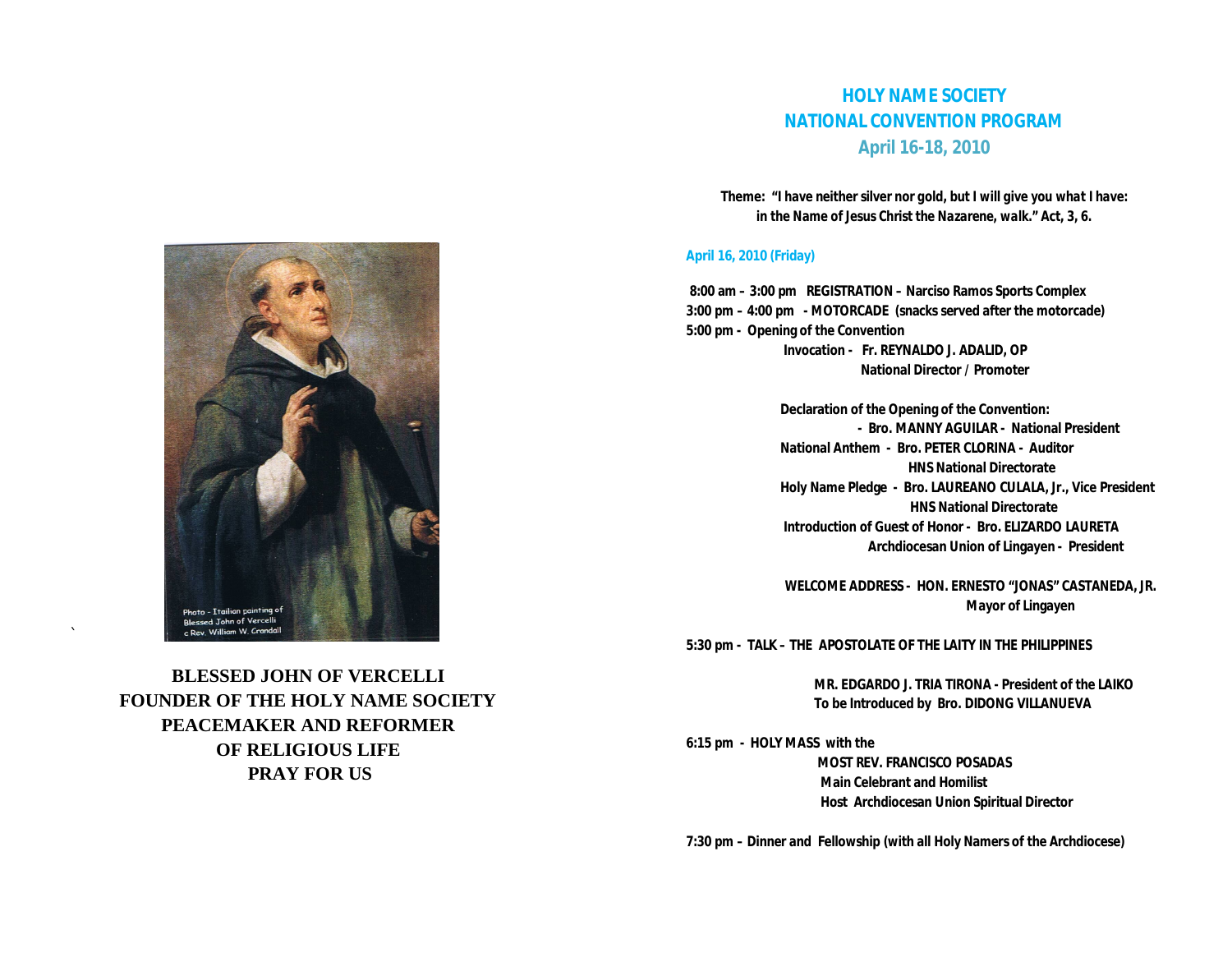Photo - Itailian painting of Blessed John of Vercelli c Rev. William W. Crandall

**BLESSED JOHN OF VERCELLI**
**FOUNDER OF THE HOLY NAME SOCIETY**
**PEACEMAKER AND REFORMER**
**OF RELIGIOUS LIFE**
**PRAY FOR US**

# HOLY NAME SOCIETY
# NATIONAL CONVENTION PROGRAM
## April 16-18, 2010

**Theme: "I have neither silver nor gold, but I will give you what I have: in the Name of Jesus Christ the Nazarene, walk." Act, 3, 6.**

### April 16, 2010 (Friday)

**8:00 am – 3:00 pm REGISTRATION – Narciso Ramos Sports Complex**

**3:00 pm – 4:00 pm - MOTORCADE (snacks served after the motorcade)**

**5:00 pm - Opening of the Convention**

**Invocation - Fr. REYNALDO J. ADALID, OP**
**National Director / Promoter**

**Declaration of the Opening of the Convention:**
**- Bro. MANNY AGUILAR - National President**

**National Anthem - Bro. PETER CLORINA - Auditor**
**HNS National Directorate**

**Holy Name Pledge - Bro. LAUREANO CULALA, Jr., Vice President**
**HNS National Directorate**

**Introduction of Guest of Honor - Bro. ELIZARDO LAURETA**
**Archdiocesan Union of Lingayen - President**

**WELCOME ADDRESS - HON. ERNESTO "JONAS" CASTANEDA, JR.**
**Mayor of Lingayen**

**5:30 pm - TALK – THE APOSTOLATE OF THE LAITY IN THE PHILIPPINES**

**MR. EDGARDO J. TRIA TIRONA - President of the LAIKO**
**To be Introduced by Bro. DIDONG VILLANUEVA**

**6:15 pm - HOLY MASS with the**
**MOST REV. FRANCISCO POSADAS**
**Main Celebrant and Homilist**
**Host Archdiocesan Union Spiritual Director**

**7:30 pm – Dinner and Fellowship (with all Holy Namers of the Archdiocese)**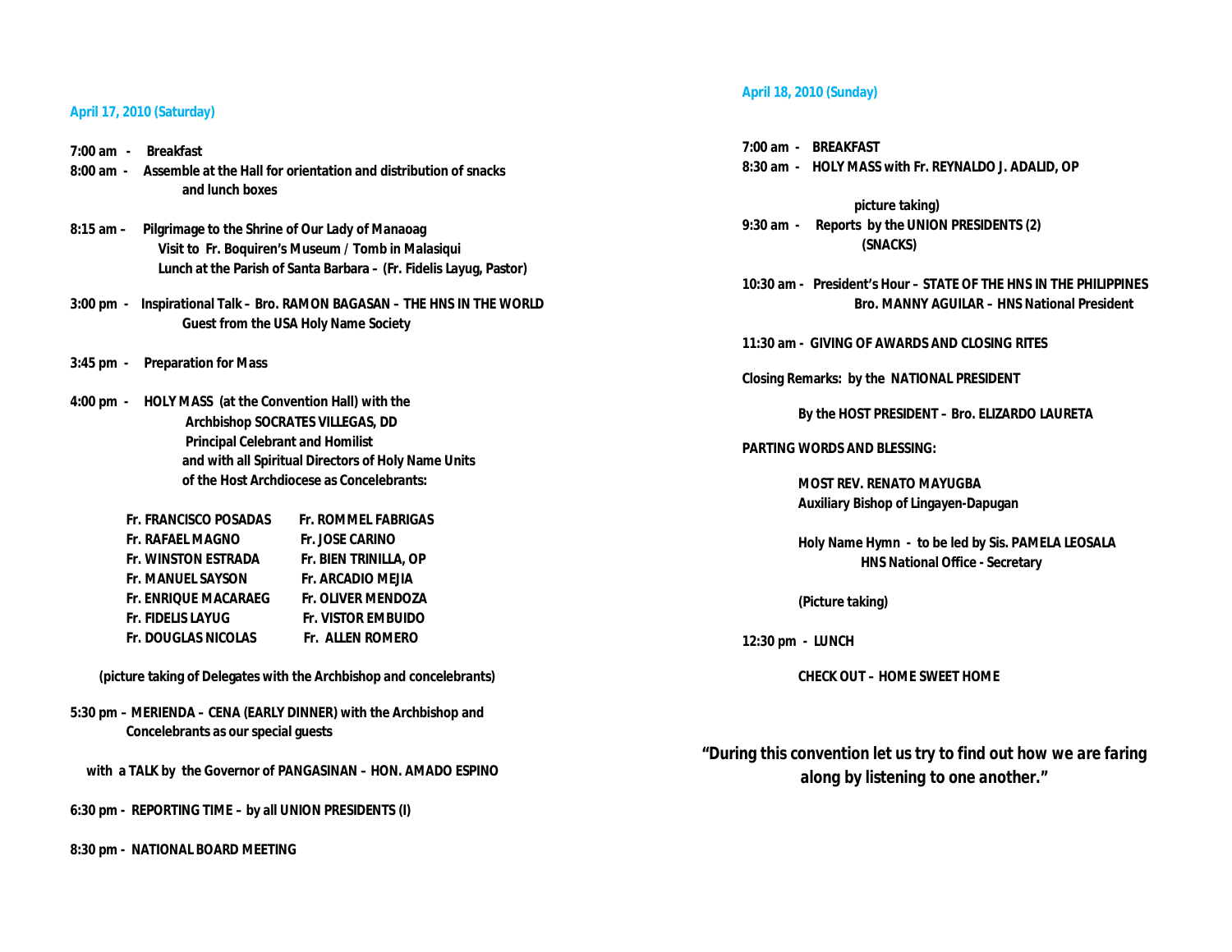**April 17, 2010 (Saturday)**

**7:00 am - Breakfast**

**8:00 am - Assemble at the Hall for orientation and distribution of snacks and lunch boxes**

**8:15 am – Pilgrimage to the Shrine of Our Lady of Manaoag**
**Visit to Fr. Boquiren's Museum / Tomb in Malasiqui**
**Lunch at the Parish of Santa Barbara – (Fr. Fidelis Layug, Pastor)**

**3:00 pm - Inspirational Talk – Bro. RAMON BAGASAN – THE HNS IN THE WORLD**
**Guest from the USA Holy Name Society**

**3:45 pm - Preparation for Mass**

**4:00 pm - HOLY MASS (at the Convention Hall) with the**
**Archbishop SOCRATES VILLEGAS, DD**
**Principal Celebrant and Homilist**
**and with all Spiritual Directors of Holy Name Units of the Host Archdiocese as Concelebrants:**

| | |
|---|---|
| Fr. FRANCISCO POSADAS | Fr. ROMMEL FABRIGAS |
| Fr. RAFAEL MAGNO | Fr. JOSE CARINO |
| Fr. WINSTON ESTRADA | Fr. BIEN TRINILLA, OP |
| Fr. MANUEL SAYSON | Fr. ARCADIO MEJIA |
| Fr. ENRIQUE MACARAEG | Fr. OLIVER MENDOZA |
| Fr. FIDELIS LAYUG | Fr. VISTOR EMBUIDO |
| Fr. DOUGLAS NICOLAS | Fr. ALLEN ROMERO |

**(picture taking of Delegates with the Archbishop and concelebrants)**

**5:30 pm – MERIENDA – CENA (EARLY DINNER) with the Archbishop and Concelebrants as our special guests**

**with a TALK by the Governor of PANGASINAN – HON. AMADO ESPINO**

**6:30 pm - REPORTING TIME – by all UNION PRESIDENTS (I)**

**8:30 pm - NATIONAL BOARD MEETING**

**April 18, 2010 (Sunday)**

**7:00 am - BREAKFAST**

**8:30 am - HOLY MASS with Fr. REYNALDO J. ADALID, OP**

**picture taking)**

**9:30 am - Reports by the UNION PRESIDENTS (2)**
**(SNACKS)**

**10:30 am - President's Hour – STATE OF THE HNS IN THE PHILIPPINES**
**Bro. MANNY AGUILAR – HNS National President**

**11:30 am - GIVING OF AWARDS AND CLOSING RITES**

**Closing Remarks: by the NATIONAL PRESIDENT**

**By the HOST PRESIDENT – Bro. ELIZARDO LAURETA**

**PARTING WORDS AND BLESSING:**

**MOST REV. RENATO MAYUGBA**
**Auxiliary Bishop of Lingayen-Dapugan**

**Holy Name Hymn - to be led by Sis. PAMELA LEOSALA**
**HNS National Office - Secretary**

**(Picture taking)**

**12:30 pm - LUNCH**

**CHECK OUT – HOME SWEET HOME**

***"During this convention let us try to find out how we are faring along by listening to one another."***